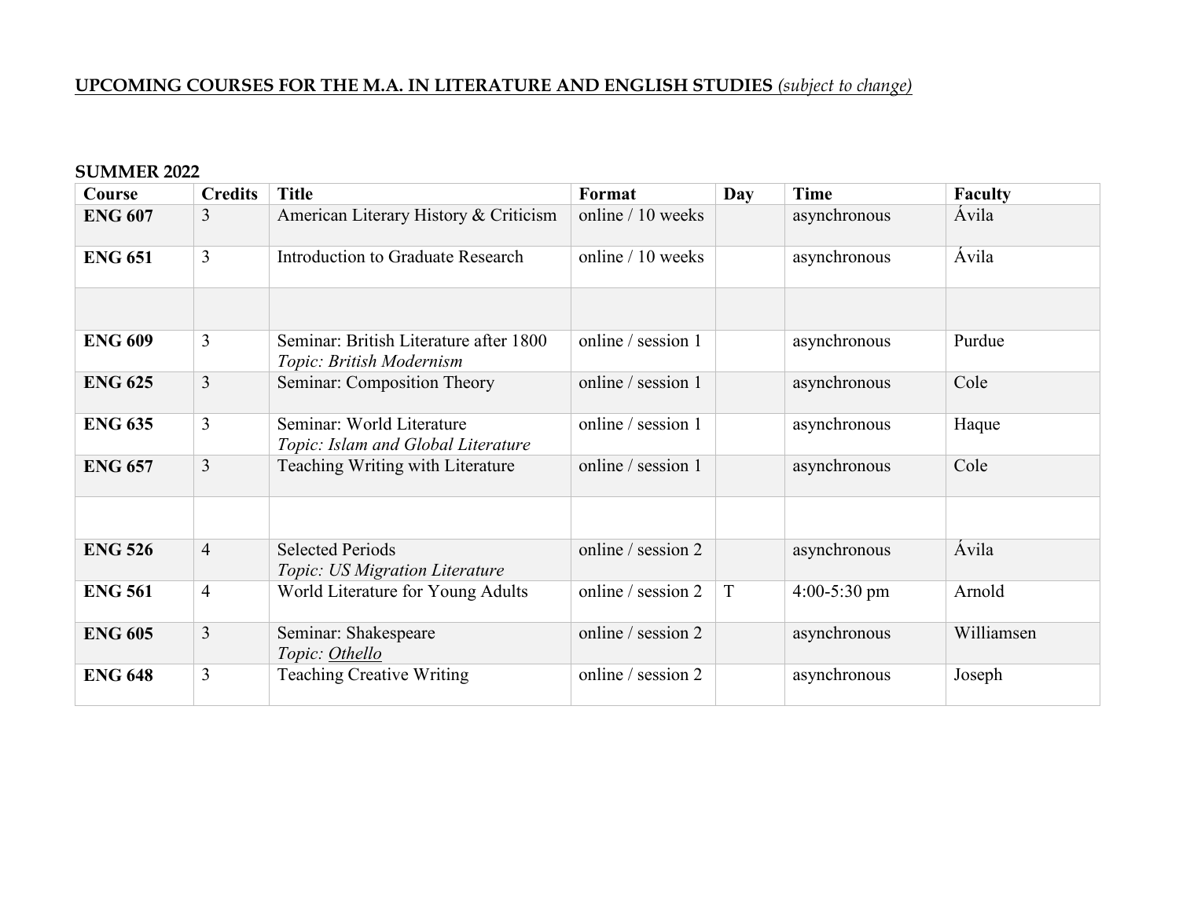**UPCOMING COURSES FOR THE M.A. IN LITERATURE AND ENGLISH STUDIES** *(subject to change)*

**SUMMER 2022**

| Course | Credits | Title | Format | Day | Time | Faculty |
|---|---|---|---|---|---|---|
| **ENG 607** | 3 | American Literary History & Criticism | online / 10 weeks | | asynchronous | Ávila |
| **ENG 651** | 3 | Introduction to Graduate Research | online / 10 weeks | | asynchronous | Ávila |
| | | | | | | |
| **ENG 609** | 3 | Seminar: British Literature after 1800<br>*Topic: British Modernism* | online / session 1 | | asynchronous | Purdue |
| **ENG 625** | 3 | Seminar: Composition Theory | online / session 1 | | asynchronous | Cole |
| **ENG 635** | 3 | Seminar: World Literature<br>*Topic: Islam and Global Literature* | online / session 1 | | asynchronous | Haque |
| **ENG 657** | 3 | Teaching Writing with Literature | online / session 1 | | asynchronous | Cole |
| | | | | | | |
| **ENG 526** | 4 | Selected Periods<br>*Topic: US Migration Literature* | online / session 2 | | asynchronous | Ávila |
| **ENG 561** | 4 | World Literature for Young Adults | online / session 2 | T | 4:00-5:30 pm | Arnold |
| **ENG 605** | 3 | Seminar: Shakespeare<br>*Topic: Othello* | online / session 2 | | asynchronous | Williamsen |
| **ENG 648** | 3 | Teaching Creative Writing | online / session 2 | | asynchronous | Joseph |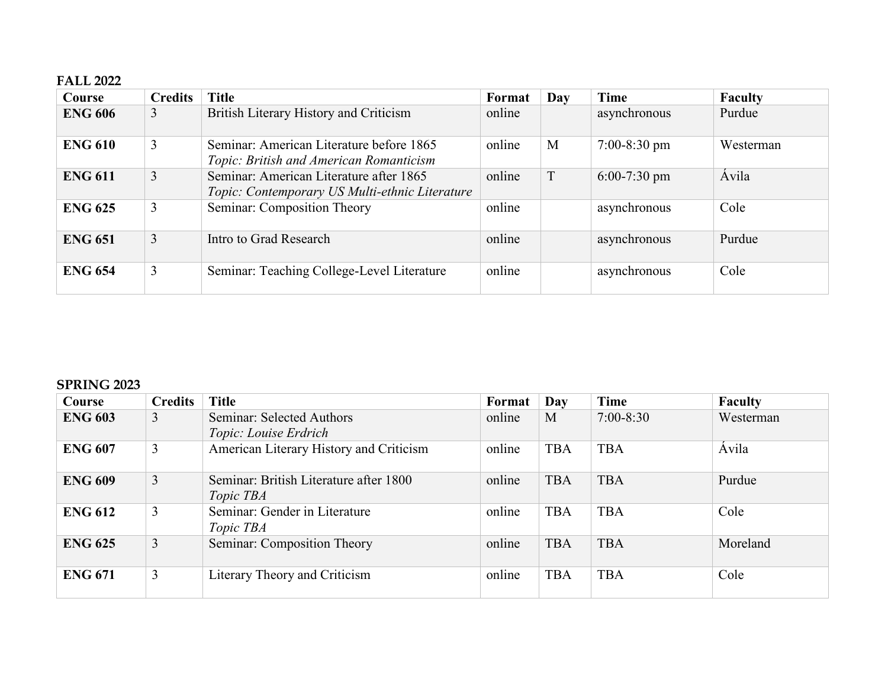**FALL 2022**

| Course | Credits | Title | Format | Day | Time | Faculty |
|---|---|---|---|---|---|---|
| **ENG 606** | 3 | British Literary History and Criticism | online | | asynchronous | Purdue |
| **ENG 610** | 3 | Seminar: American Literature before 1865<br>*Topic: British and American Romanticism* | online | M | 7:00-8:30 pm | Westerman |
| **ENG 611** | 3 | Seminar: American Literature after 1865<br>*Topic: Contemporary US Multi-ethnic Literature* | online | T | 6:00-7:30 pm | Ávila |
| **ENG 625** | 3 | Seminar: Composition Theory | online | | asynchronous | Cole |
| **ENG 651** | 3 | Intro to Grad Research | online | | asynchronous | Purdue |
| **ENG 654** | 3 | Seminar: Teaching College-Level Literature | online | | asynchronous | Cole |

**SPRING 2023**

| Course | Credits | Title | Format | Day | Time | Faculty |
|---|---|---|---|---|---|---|
| **ENG 603** | 3 | Seminar: Selected Authors<br>*Topic: Louise Erdrich* | online | M | 7:00-8:30 | Westerman |
| **ENG 607** | 3 | American Literary History and Criticism | online | TBA | TBA | Ávila |
| **ENG 609** | 3 | Seminar: British Literature after 1800<br>*Topic TBA* | online | TBA | TBA | Purdue |
| **ENG 612** | 3 | Seminar: Gender in Literature<br>*Topic TBA* | online | TBA | TBA | Cole |
| **ENG 625** | 3 | Seminar: Composition Theory | online | TBA | TBA | Moreland |
| **ENG 671** | 3 | Literary Theory and Criticism | online | TBA | TBA | Cole |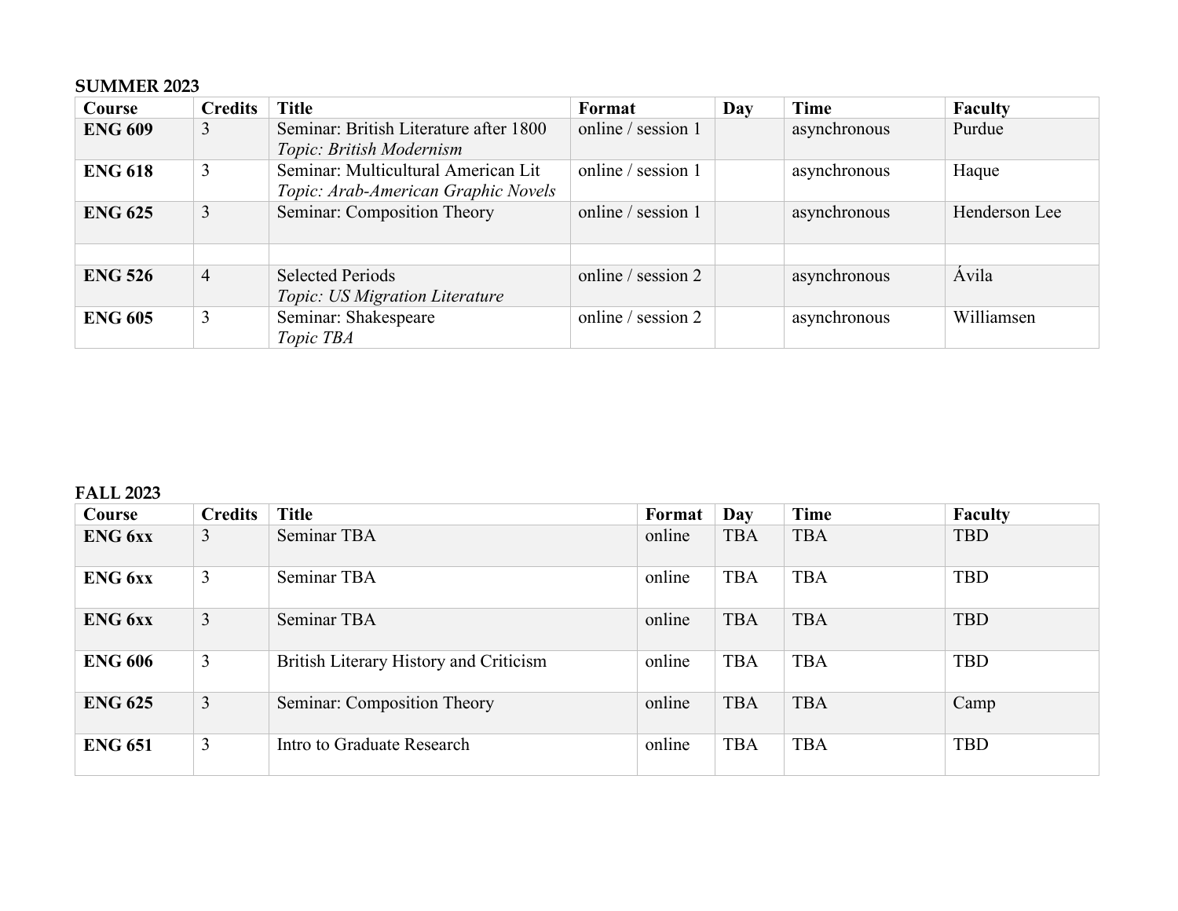**SUMMER 2023**

| Course | Credits | Title | Format | Day | Time | Faculty |
|---|---|---|---|---|---|---|
| **ENG 609** | 3 | Seminar: British Literature after 1800 *Topic: British Modernism* | online / session 1 | | asynchronous | Purdue |
| **ENG 618** | 3 | Seminar: Multicultural American Lit *Topic: Arab-American Graphic Novels* | online / session 1 | | asynchronous | Haque |
| **ENG 625** | 3 | Seminar: Composition Theory | online / session 1 | | asynchronous | Henderson Lee |
| | | | | | | |
| **ENG 526** | 4 | Selected Periods *Topic: US Migration Literature* | online / session 2 | | asynchronous | Ávila |
| **ENG 605** | 3 | Seminar: Shakespeare *Topic TBA* | online / session 2 | | asynchronous | Williamsen |

**FALL 2023**

| Course | Credits | Title | Format | Day | Time | Faculty |
|---|---|---|---|---|---|---|
| **ENG 6xx** | 3 | Seminar TBA | online | TBA | TBA | TBD |
| **ENG 6xx** | 3 | Seminar TBA | online | TBA | TBA | TBD |
| **ENG 6xx** | 3 | Seminar TBA | online | TBA | TBA | TBD |
| **ENG 606** | 3 | British Literary History and Criticism | online | TBA | TBA | TBD |
| **ENG 625** | 3 | Seminar: Composition Theory | online | TBA | TBA | Camp |
| **ENG 651** | 3 | Intro to Graduate Research | online | TBA | TBA | TBD |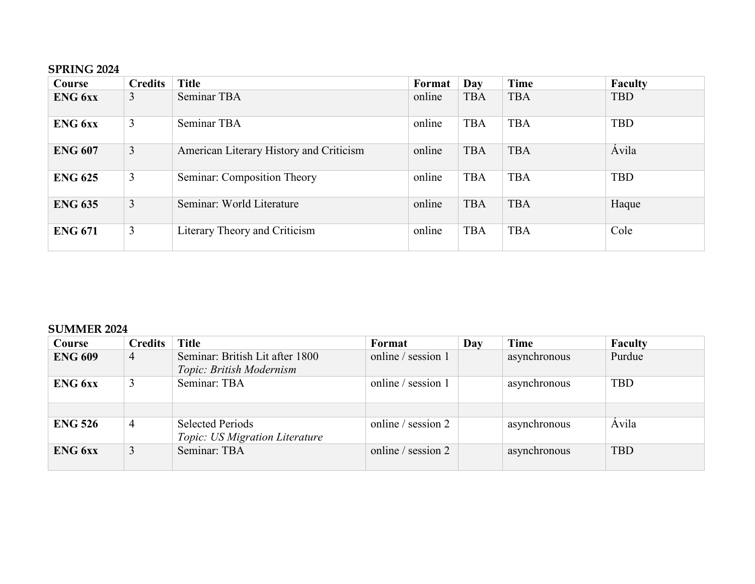**SPRING 2024**

| Course | Credits | Title | Format | Day | Time | Faculty |
|---|---|---|---|---|---|---|
| **ENG 6xx** | 3 | Seminar TBA | online | TBA | TBA | TBD |
| **ENG 6xx** | 3 | Seminar TBA | online | TBA | TBA | TBD |
| **ENG 607** | 3 | American Literary History and Criticism | online | TBA | TBA | Ávila |
| **ENG 625** | 3 | Seminar: Composition Theory | online | TBA | TBA | TBD |
| **ENG 635** | 3 | Seminar: World Literature | online | TBA | TBA | Haque |
| **ENG 671** | 3 | Literary Theory and Criticism | online | TBA | TBA | Cole |

**SUMMER 2024**

| Course | Credits | Title | Format | Day | Time | Faculty |
|---|---|---|---|---|---|---|
| **ENG 609** | 4 | Seminar: British Lit after 1800 *Topic: British Modernism* | online / session 1 | | asynchronous | Purdue |
| **ENG 6xx** | 3 | Seminar: TBA | online / session 1 | | asynchronous | TBD |
| | | | | | | |
| **ENG 526** | 4 | Selected Periods *Topic: US Migration Literature* | online / session 2 | | asynchronous | Ávila |
| **ENG 6xx** | 3 | Seminar: TBA | online / session 2 | | asynchronous | TBD |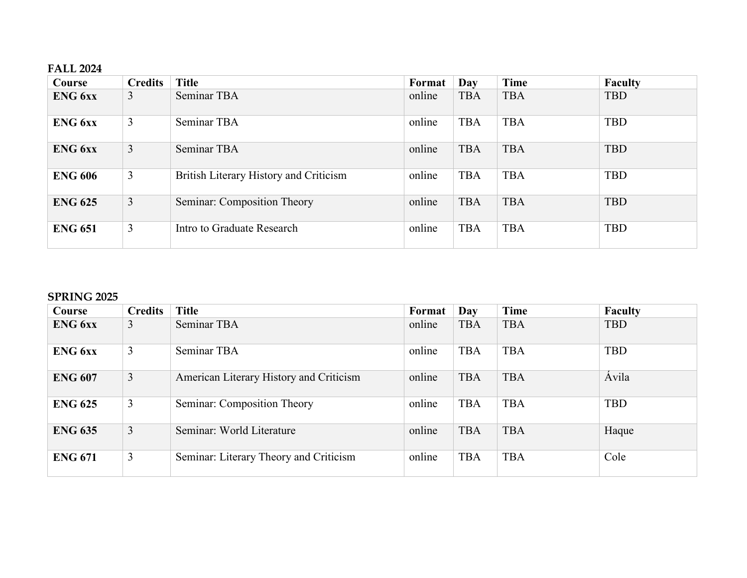**FALL 2024**

| Course | Credits | Title | Format | Day | Time | Faculty |
|---|---|---|---|---|---|---|
| **ENG 6xx** | 3 | Seminar TBA | online | TBA | TBA | TBD |
| **ENG 6xx** | 3 | Seminar TBA | online | TBA | TBA | TBD |
| **ENG 6xx** | 3 | Seminar TBA | online | TBA | TBA | TBD |
| **ENG 606** | 3 | British Literary History and Criticism | online | TBA | TBA | TBD |
| **ENG 625** | 3 | Seminar: Composition Theory | online | TBA | TBA | TBD |
| **ENG 651** | 3 | Intro to Graduate Research | online | TBA | TBA | TBD |

**SPRING 2025**

| Course | Credits | Title | Format | Day | Time | Faculty |
|---|---|---|---|---|---|---|
| **ENG 6xx** | 3 | Seminar TBA | online | TBA | TBA | TBD |
| **ENG 6xx** | 3 | Seminar TBA | online | TBA | TBA | TBD |
| **ENG 607** | 3 | American Literary History and Criticism | online | TBA | TBA | Ávila |
| **ENG 625** | 3 | Seminar: Composition Theory | online | TBA | TBA | TBD |
| **ENG 635** | 3 | Seminar: World Literature | online | TBA | TBA | Haque |
| **ENG 671** | 3 | Seminar: Literary Theory and Criticism | online | TBA | TBA | Cole |